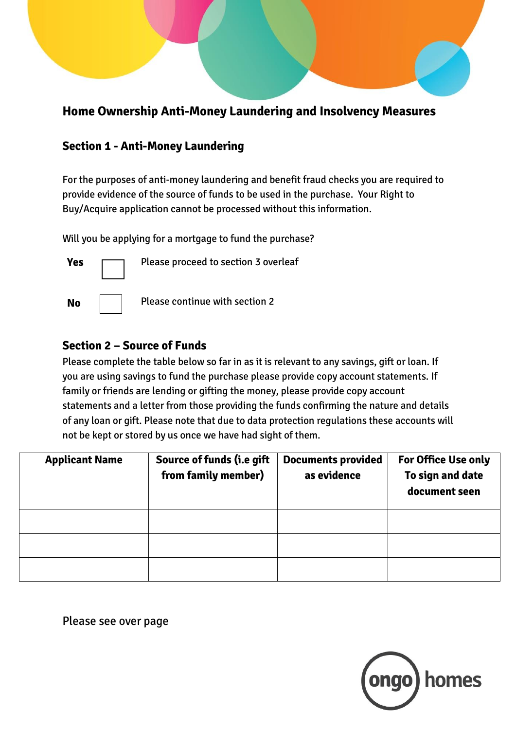# Home Ownership Anti-Money Laundering and Insolvency Measures

## Section 1 - Anti-Money Laundering

For the purposes of anti-money laundering and benefit fraud checks you are required to provide evidence of the source of funds to be used in the purchase. Your Right to Buy/Acquire application cannot be processed without this information.

Will you be applying for a mortgage to fund the purchase?

**Yes** ☐ Please proceed to section 3 overleaf

**No** ☐ Please continue with section 2

## Section 2 – Source of Funds

Please complete the table below so far in as it is relevant to any savings, gift or loan. If you are using savings to fund the purchase please provide copy account statements. If family or friends are lending or gifting the money, please provide copy account statements and a letter from those providing the funds confirming the nature and details of any loan or gift. Please note that due to data protection regulations these accounts will not be kept or stored by us once we have had sight of them.

| Applicant Name | Source of funds (i.e gift from family member) | Documents provided as evidence | For Office Use only To sign and date document seen |
|---|---|---|---|
| | | | |
| | | | |
| | | | |

Please see over page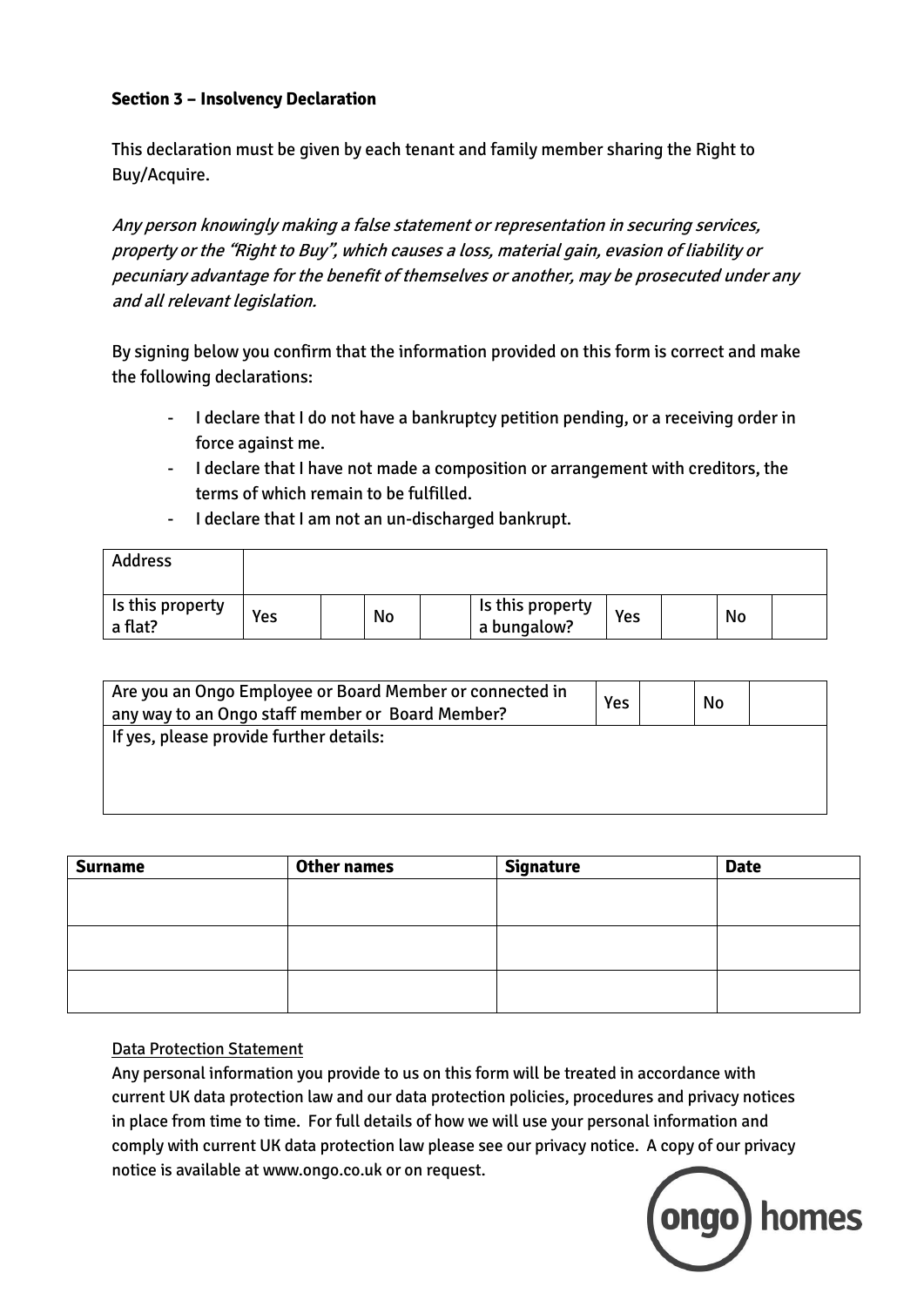**Section 3 – Insolvency Declaration**

This declaration must be given by each tenant and family member sharing the Right to Buy/Acquire.

*Any person knowingly making a false statement or representation in securing services, property or the "Right to Buy", which causes a loss, material gain, evasion of liability or pecuniary advantage for the benefit of themselves or another, may be prosecuted under any and all relevant legislation.*

By signing below you confirm that the information provided on this form is correct and make the following declarations:

- I declare that I do not have a bankruptcy petition pending, or a receiving order in force against me.
- I declare that I have not made a composition or arrangement with creditors, the terms of which remain to be fulfilled.
- I declare that I am not an un-discharged bankrupt.

| Address | | | | | | | | | |
|---|---|---|---|---|---|---|---|---|---|
| Is this property a flat? | Yes | | No | | Is this property a bungalow? | Yes | | No | |

| Are you an Ongo Employee or Board Member or connected in any way to an Ongo staff member or Board Member? | Yes | | No | |
|---|---|---|---|---|
| If yes, please provide further details: | | | | |

| Surname | Other names | Signature | Date |
|---|---|---|---|
| | | | |
| | | | |
| | | | |

Data Protection Statement

Any personal information you provide to us on this form will be treated in accordance with current UK data protection law and our data protection policies, procedures and privacy notices in place from time to time. For full details of how we will use your personal information and comply with current UK data protection law please see our privacy notice. A copy of our privacy notice is available at www.ongo.co.uk or on request.

ongo homes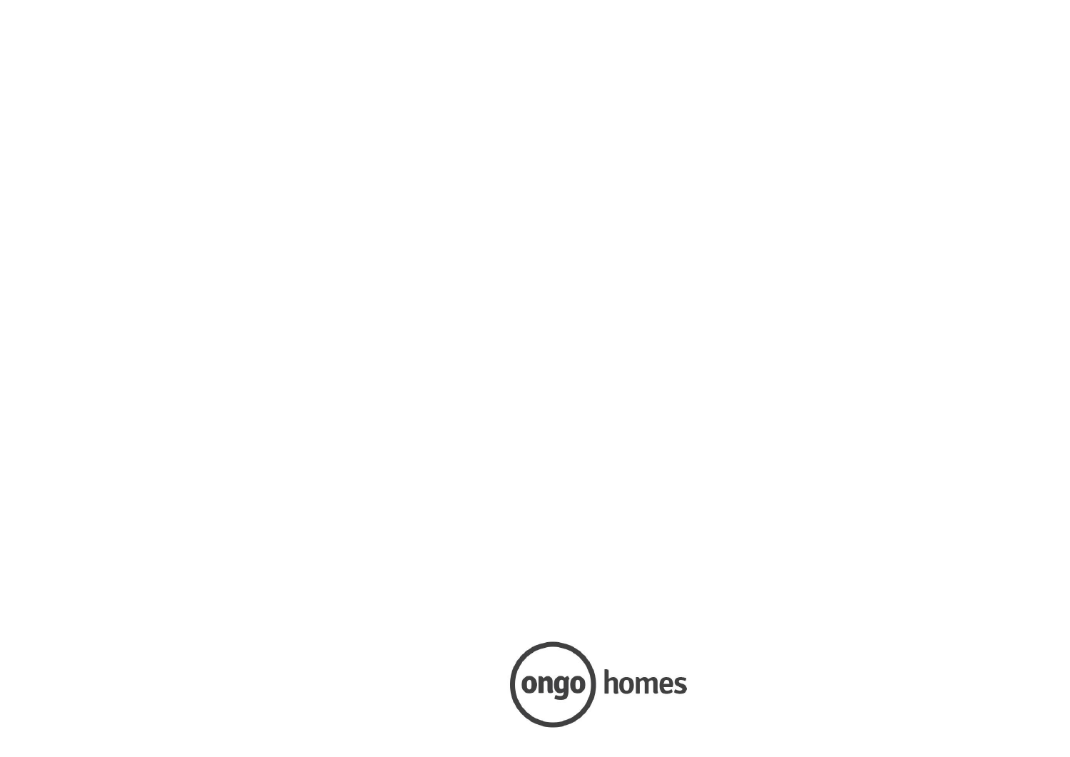ongo homes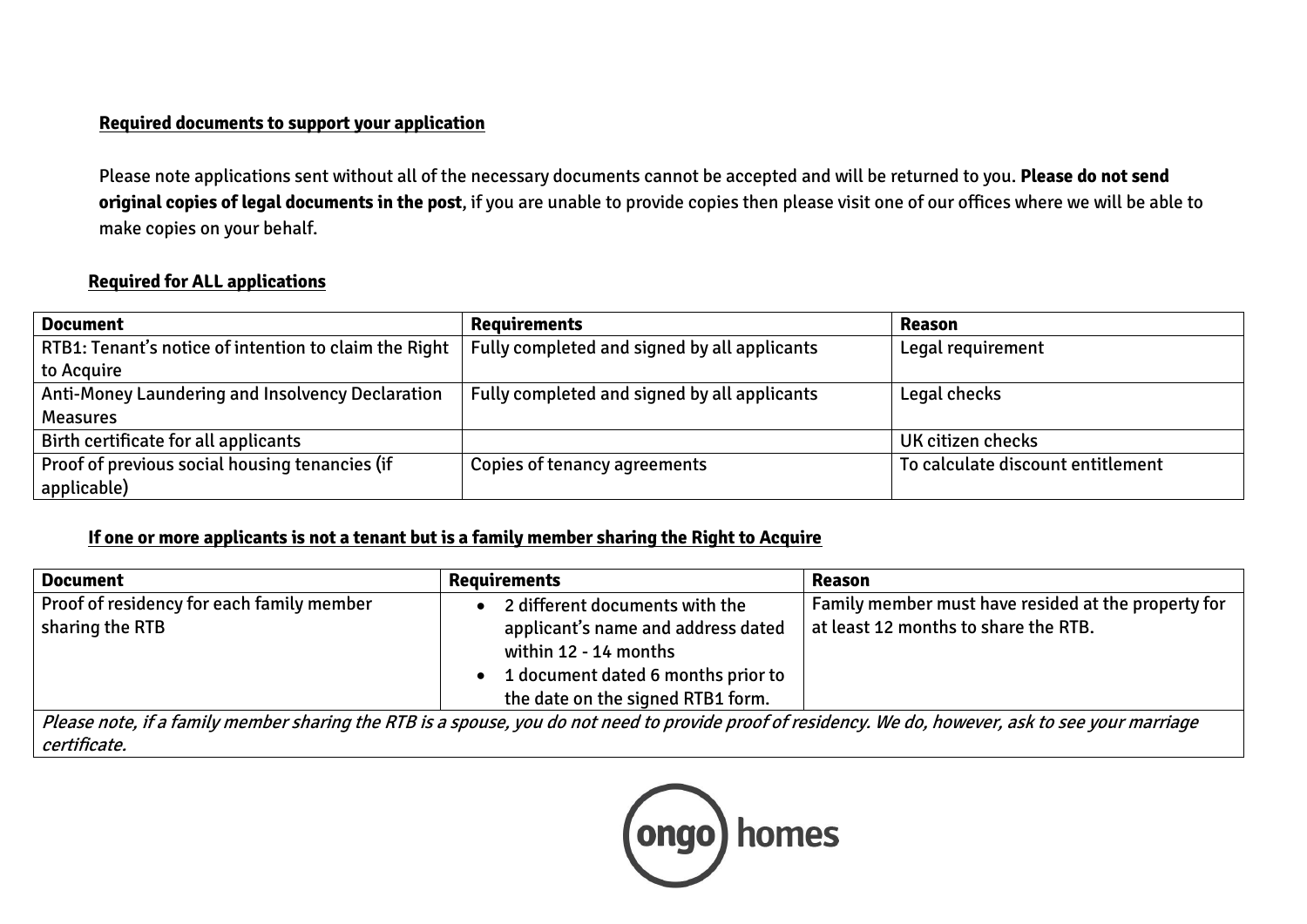**Required documents to support your application**

Please note applications sent without all of the necessary documents cannot be accepted and will be returned to you. **Please do not send original copies of legal documents in the post**, if you are unable to provide copies then please visit one of our offices where we will be able to make copies on your behalf.

**Required for ALL applications**

| Document | Requirements | Reason |
| --- | --- | --- |
| RTB1: Tenant's notice of intention to claim the Right to Acquire | Fully completed and signed by all applicants | Legal requirement |
| Anti-Money Laundering and Insolvency Declaration Measures | Fully completed and signed by all applicants | Legal checks |
| Birth certificate for all applicants | | UK citizen checks |
| Proof of previous social housing tenancies (if applicable) | Copies of tenancy agreements | To calculate discount entitlement |

**If one or more applicants is not a tenant but is a family member sharing the Right to Acquire**

| Document | Requirements | Reason |
| --- | --- | --- |
| Proof of residency for each family member sharing the RTB | • 2 different documents with the applicant's name and address dated within 12 - 14 months<br>• 1 document dated 6 months prior to the date on the signed RTB1 form. | Family member must have resided at the property for at least 12 months to share the RTB. |
| *Please note, if a family member sharing the RTB is a spouse, you do not need to provide proof of residency. We do, however, ask to see your marriage certificate.* | | |

ongo homes